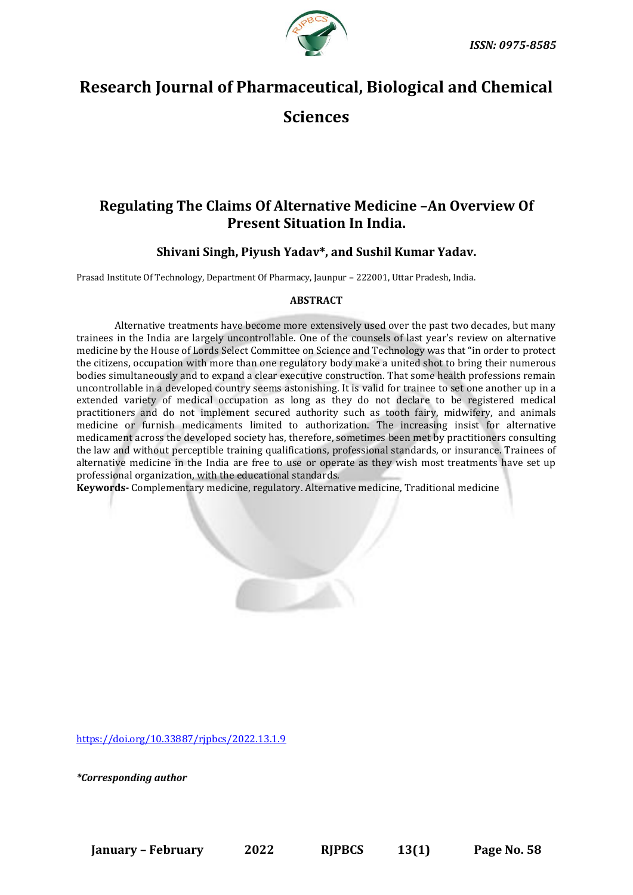ISSN: 0975-8585

# Research Journal of Pharmaceutical, Biological and Chemical Sciences

## Regulating The Claims Of Alternative Medicine –An Overview Of Present Situation In India.

**Shivani Singh, Piyush Yadav*, and Sushil Kumar Yadav.**

Prasad Institute Of Technology, Department Of Pharmacy, Jaunpur – 222001, Uttar Pradesh, India.

**ABSTRACT**

Alternative treatments have become more extensively used over the past two decades, but many trainees in the India are largely uncontrollable. One of the counsels of last year's review on alternative medicine by the House of Lords Select Committee on Science and Technology was that "in order to protect the citizens, occupation with more than one regulatory body make a united shot to bring their numerous bodies simultaneously and to expand a clear executive construction. That some health professions remain uncontrollable in a developed country seems astonishing. It is valid for trainee to set one another up in a extended variety of medical occupation as long as they do not declare to be registered medical practitioners and do not implement secured authority such as tooth fairy, midwifery, and animals medicine or furnish medicaments limited to authorization. The increasing insist for alternative medicament across the developed society has, therefore, sometimes been met by practitioners consulting the law and without perceptible training qualifications, professional standards, or insurance. Trainees of alternative medicine in the India are free to use or operate as they wish most treatments have set up professional organization, with the educational standards.

**Keywords-** Complementary medicine, regulatory. Alternative medicine, Traditional medicine

https://doi.org/10.33887/rjpbcs/2022.13.1.9

*\*Corresponding author*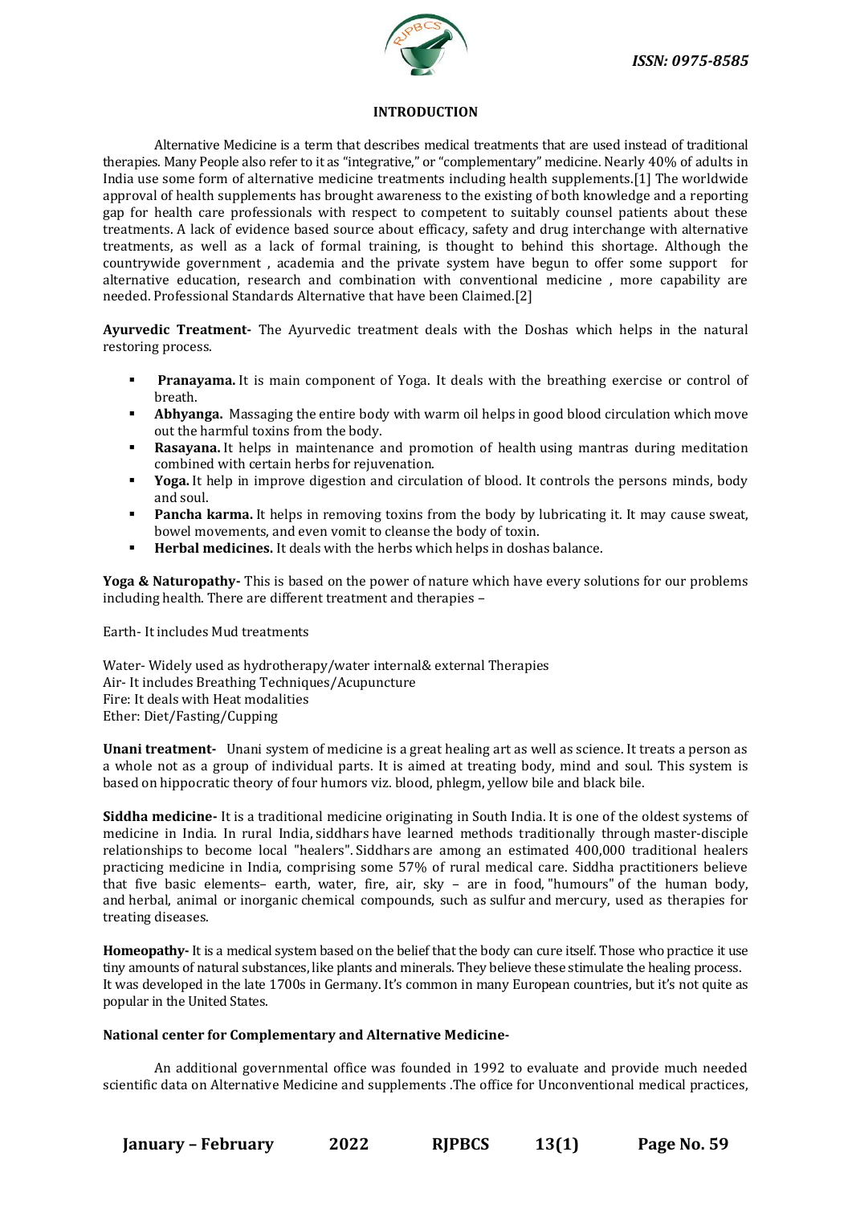## INTRODUCTION

Alternative Medicine is a term that describes medical treatments that are used instead of traditional therapies. Many People also refer to it as "integrative," or "complementary" medicine. Nearly 40% of adults in India use some form of alternative medicine treatments including health supplements.[1] The worldwide approval of health supplements has brought awareness to the existing of both knowledge and a reporting gap for health care professionals with respect to competent to suitably counsel patients about these treatments. A lack of evidence based source about efficacy, safety and drug interchange with alternative treatments, as well as a lack of formal training, is thought to behind this shortage. Although the countrywide government , academia and the private system have begun to offer some support for alternative education, research and combination with conventional medicine , more capability are needed. Professional Standards Alternative that have been Claimed.[2]

**Ayurvedic Treatment-** The Ayurvedic treatment deals with the Doshas which helps in the natural restoring process.

- **Pranayama.** It is main component of Yoga. It deals with the breathing exercise or control of breath.
- **Abhyanga.** Massaging the entire body with warm oil helps in good blood circulation which move out the harmful toxins from the body.
- **Rasayana.** It helps in maintenance and promotion of health using mantras during meditation combined with certain herbs for rejuvenation.
- **Yoga.** It help in improve digestion and circulation of blood. It controls the persons minds, body and soul.
- **Pancha karma.** It helps in removing toxins from the body by lubricating it. It may cause sweat, bowel movements, and even vomit to cleanse the body of toxin.
- **Herbal medicines.** It deals with the herbs which helps in doshas balance.

**Yoga & Naturopathy-** This is based on the power of nature which have every solutions for our problems including health. There are different treatment and therapies –

Earth- It includes Mud treatments

Water- Widely used as hydrotherapy/water internal& external Therapies
Air- It includes Breathing Techniques/Acupuncture
Fire: It deals with Heat modalities
Ether: Diet/Fasting/Cupping

**Unani treatment-** Unani system of medicine is a great healing art as well as science. It treats a person as a whole not as a group of individual parts. It is aimed at treating body, mind and soul. This system is based on hippocratic theory of four humors viz. blood, phlegm, yellow bile and black bile.

**Siddha medicine-** It is a traditional medicine originating in South India. It is one of the oldest systems of medicine in India. In rural India, siddhars have learned methods traditionally through master-disciple relationships to become local "healers". Siddhars are among an estimated 400,000 traditional healers practicing medicine in India, comprising some 57% of rural medical care. Siddha practitioners believe that five basic elements– earth, water, fire, air, sky – are in food, "humours" of the human body, and herbal, animal or inorganic chemical compounds, such as sulfur and mercury, used as therapies for treating diseases.

**Homeopathy-** It is a medical system based on the belief that the body can cure itself. Those who practice it use tiny amounts of natural substances, like plants and minerals. They believe these stimulate the healing process. It was developed in the late 1700s in Germany. It's common in many European countries, but it's not quite as popular in the United States.

**National center for Complementary and Alternative Medicine-**

An additional governmental office was founded in 1992 to evaluate and provide much needed scientific data on Alternative Medicine and supplements .The office for Unconventional medical practices,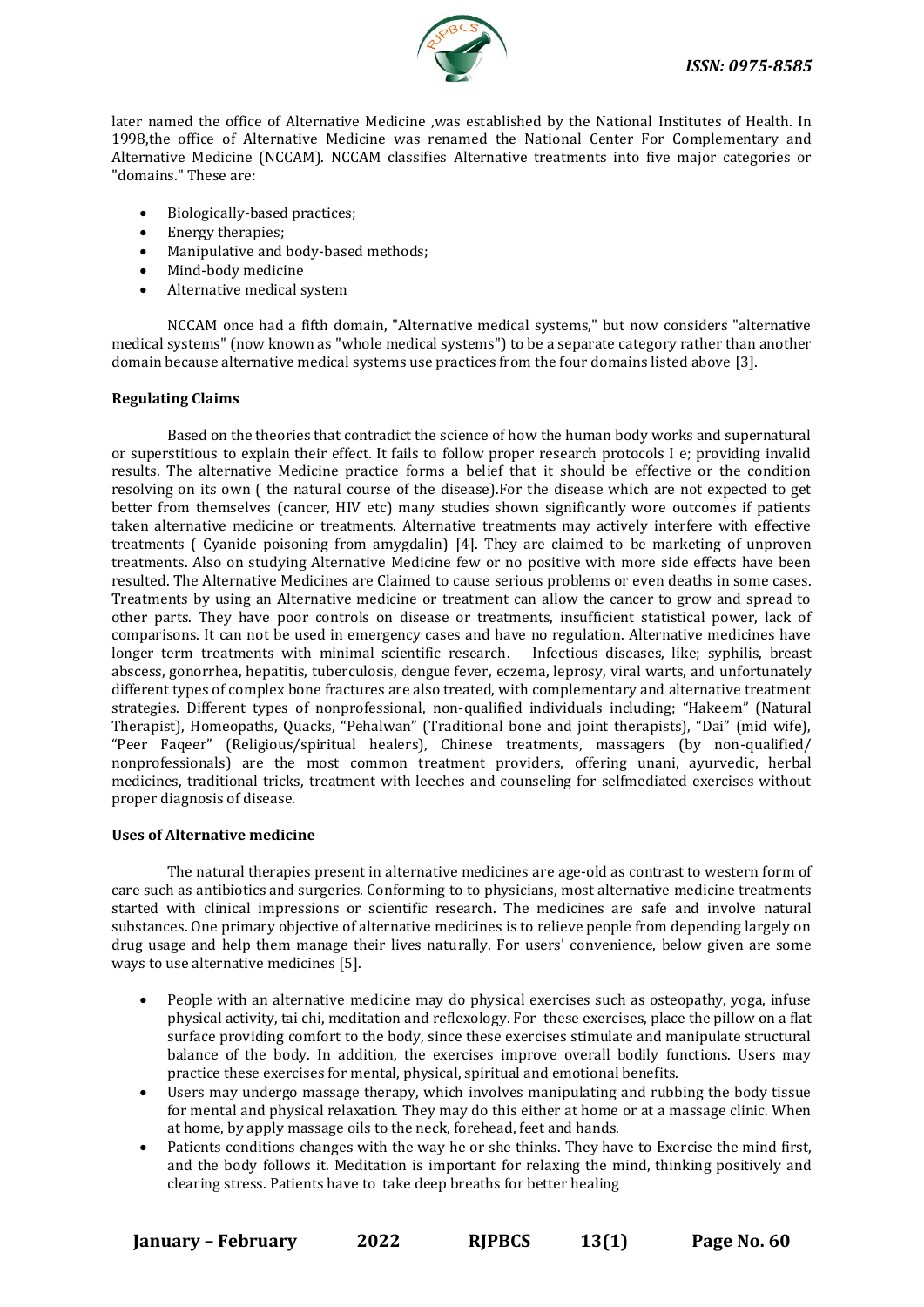later named the office of Alternative Medicine ,was established by the National Institutes of Health. In 1998,the office of Alternative Medicine was renamed the National Center For Complementary and Alternative Medicine (NCCAM). NCCAM classifies Alternative treatments into five major categories or "domains." These are:

- Biologically-based practices;
- Energy therapies;
- Manipulative and body-based methods;
- Mind-body medicine
- Alternative medical system

NCCAM once had a fifth domain, "Alternative medical systems," but now considers "alternative medical systems" (now known as "whole medical systems") to be a separate category rather than another domain because alternative medical systems use practices from the four domains listed above [3].

**Regulating Claims**

Based on the theories that contradict the science of how the human body works and supernatural or superstitious to explain their effect. It fails to follow proper research protocols I e; providing invalid results. The alternative Medicine practice forms a belief that it should be effective or the condition resolving on its own ( the natural course of the disease).For the disease which are not expected to get better from themselves (cancer, HIV etc) many studies shown significantly wore outcomes if patients taken alternative medicine or treatments. Alternative treatments may actively interfere with effective treatments ( Cyanide poisoning from amygdalin) [4]. They are claimed to be marketing of unproven treatments. Also on studying Alternative Medicine few or no positive with more side effects have been resulted. The Alternative Medicines are Claimed to cause serious problems or even deaths in some cases. Treatments by using an Alternative medicine or treatment can allow the cancer to grow and spread to other parts. They have poor controls on disease or treatments, insufficient statistical power, lack of comparisons. It can not be used in emergency cases and have no regulation. Alternative medicines have longer term treatments with minimal scientific research. Infectious diseases, like; syphilis, breast abscess, gonorrhea, hepatitis, tuberculosis, dengue fever, eczema, leprosy, viral warts, and unfortunately different types of complex bone fractures are also treated, with complementary and alternative treatment strategies. Different types of nonprofessional, non-qualified individuals including; "Hakeem" (Natural Therapist), Homeopaths, Quacks, "Pehalwan" (Traditional bone and joint therapists), "Dai" (mid wife), "Peer Faqeer" (Religious/spiritual healers), Chinese treatments, massagers (by non-qualified/ nonprofessionals) are the most common treatment providers, offering unani, ayurvedic, herbal medicines, traditional tricks, treatment with leeches and counseling for selfmediated exercises without proper diagnosis of disease.

**Uses of Alternative medicine**

The natural therapies present in alternative medicines are age-old as contrast to western form of care such as antibiotics and surgeries. Conforming to to physicians, most alternative medicine treatments started with clinical impressions or scientific research. The medicines are safe and involve natural substances. One primary objective of alternative medicines is to relieve people from depending largely on drug usage and help them manage their lives naturally. For users' convenience, below given are some ways to use alternative medicines [5].

- People with an alternative medicine may do physical exercises such as osteopathy, yoga, infuse physical activity, tai chi, meditation and reflexology. For these exercises, place the pillow on a flat surface providing comfort to the body, since these exercises stimulate and manipulate structural balance of the body. In addition, the exercises improve overall bodily functions. Users may practice these exercises for mental, physical, spiritual and emotional benefits.
- Users may undergo massage therapy, which involves manipulating and rubbing the body tissue for mental and physical relaxation. They may do this either at home or at a massage clinic. When at home, by apply massage oils to the neck, forehead, feet and hands.
- Patients conditions changes with the way he or she thinks. They have to Exercise the mind first, and the body follows it. Meditation is important for relaxing the mind, thinking positively and clearing stress. Patients have to take deep breaths for better healing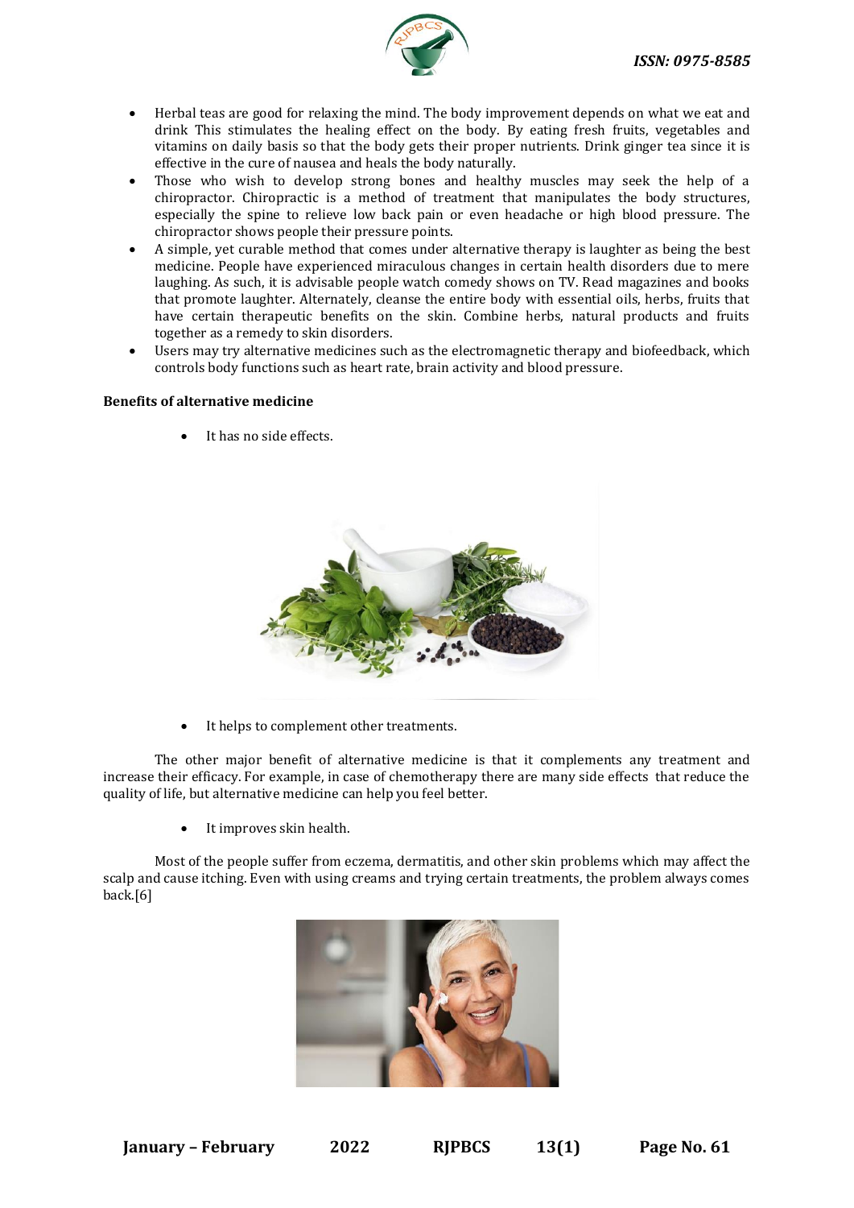- Herbal teas are good for relaxing the mind. The body improvement depends on what we eat and drink This stimulates the healing effect on the body. By eating fresh fruits, vegetables and vitamins on daily basis so that the body gets their proper nutrients. Drink ginger tea since it is effective in the cure of nausea and heals the body naturally.
- Those who wish to develop strong bones and healthy muscles may seek the help of a chiropractor. Chiropractic is a method of treatment that manipulates the body structures, especially the spine to relieve low back pain or even headache or high blood pressure. The chiropractor shows people their pressure points.
- A simple, yet curable method that comes under alternative therapy is laughter as being the best medicine. People have experienced miraculous changes in certain health disorders due to mere laughing. As such, it is advisable people watch comedy shows on TV. Read magazines and books that promote laughter. Alternately, cleanse the entire body with essential oils, herbs, fruits that have certain therapeutic benefits on the skin. Combine herbs, natural products and fruits together as a remedy to skin disorders.
- Users may try alternative medicines such as the electromagnetic therapy and biofeedback, which controls body functions such as heart rate, brain activity and blood pressure.

**Benefits of alternative medicine**

- It has no side effects.

- It helps to complement other treatments.

The other major benefit of alternative medicine is that it complements any treatment and increase their efficacy. For example, in case of chemotherapy there are many side effects that reduce the quality of life, but alternative medicine can help you feel better.

- It improves skin health.

Most of the people suffer from eczema, dermatitis, and other skin problems which may affect the scalp and cause itching. Even with using creams and trying certain treatments, the problem always comes back.[6]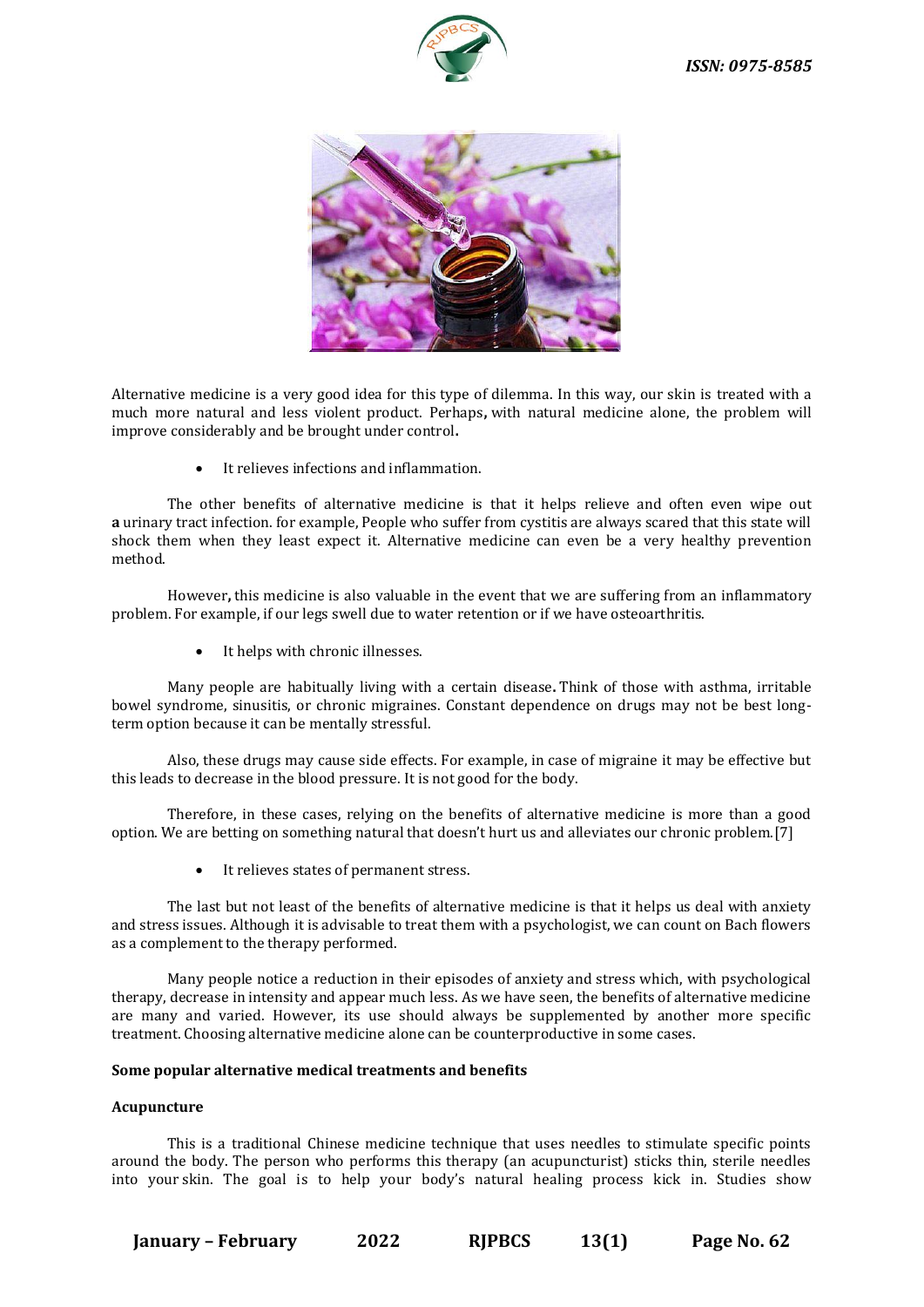Alternative medicine is a very good idea for this type of dilemma. In this way, our skin is treated with a much more natural and less violent product. Perhaps**,** with natural medicine alone, the problem will improve considerably and be brought under control**.**

- It relieves infections and inflammation.

The other benefits of alternative medicine is that it helps relieve and often even wipe out **a** urinary tract infection. for example, People who suffer from cystitis are always scared that this state will shock them when they least expect it. Alternative medicine can even be a very healthy prevention method.

However**,** this medicine is also valuable in the event that we are suffering from an inflammatory problem. For example, if our legs swell due to water retention or if we have osteoarthritis.

- It helps with chronic illnesses.

Many people are habitually living with a certain disease**.** Think of those with asthma, irritable bowel syndrome, sinusitis, or chronic migraines. Constant dependence on drugs may not be best long-term option because it can be mentally stressful.

Also, these drugs may cause side effects. For example, in case of migraine it may be effective but this leads to decrease in the blood pressure. It is not good for the body.

Therefore, in these cases, relying on the benefits of alternative medicine is more than a good option. We are betting on something natural that doesn't hurt us and alleviates our chronic problem.[7]

- It relieves states of permanent stress.

The last but not least of the benefits of alternative medicine is that it helps us deal with anxiety and stress issues. Although it is advisable to treat them with a psychologist, we can count on Bach flowers as a complement to the therapy performed.

Many people notice a reduction in their episodes of anxiety and stress which, with psychological therapy, decrease in intensity and appear much less. As we have seen, the benefits of alternative medicine are many and varied. However, its use should always be supplemented by another more specific treatment. Choosing alternative medicine alone can be counterproductive in some cases.

**Some popular alternative medical treatments and benefits**

**Acupuncture**

This is a traditional Chinese medicine technique that uses needles to stimulate specific points around the body. The person who performs this therapy (an acupuncturist) sticks thin, sterile needles into your skin. The goal is to help your body's natural healing process kick in. Studies show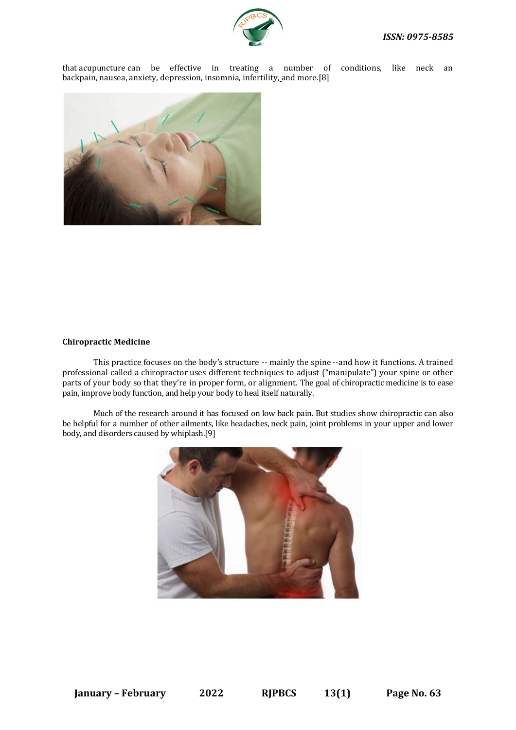that acupuncture can be effective in treating a number of conditions, like neck an backpain, nausea, anxiety, depression, insomnia, infertility, and more.[8]

**Chiropractic Medicine**

This practice focuses on the body's structure -- mainly the spine --and how it functions. A trained professional called a chiropractor uses different techniques to adjust ("manipulate") your spine or other parts of your body so that they're in proper form, or alignment. The goal of chiropractic medicine is to ease pain, improve body function, and help your body to heal itself naturally.

Much of the research around it has focused on low back pain. But studies show chiropractic can also be helpful for a number of other ailments, like headaches, neck pain, joint problems in your upper and lower body, and disorders caused by whiplash.[9]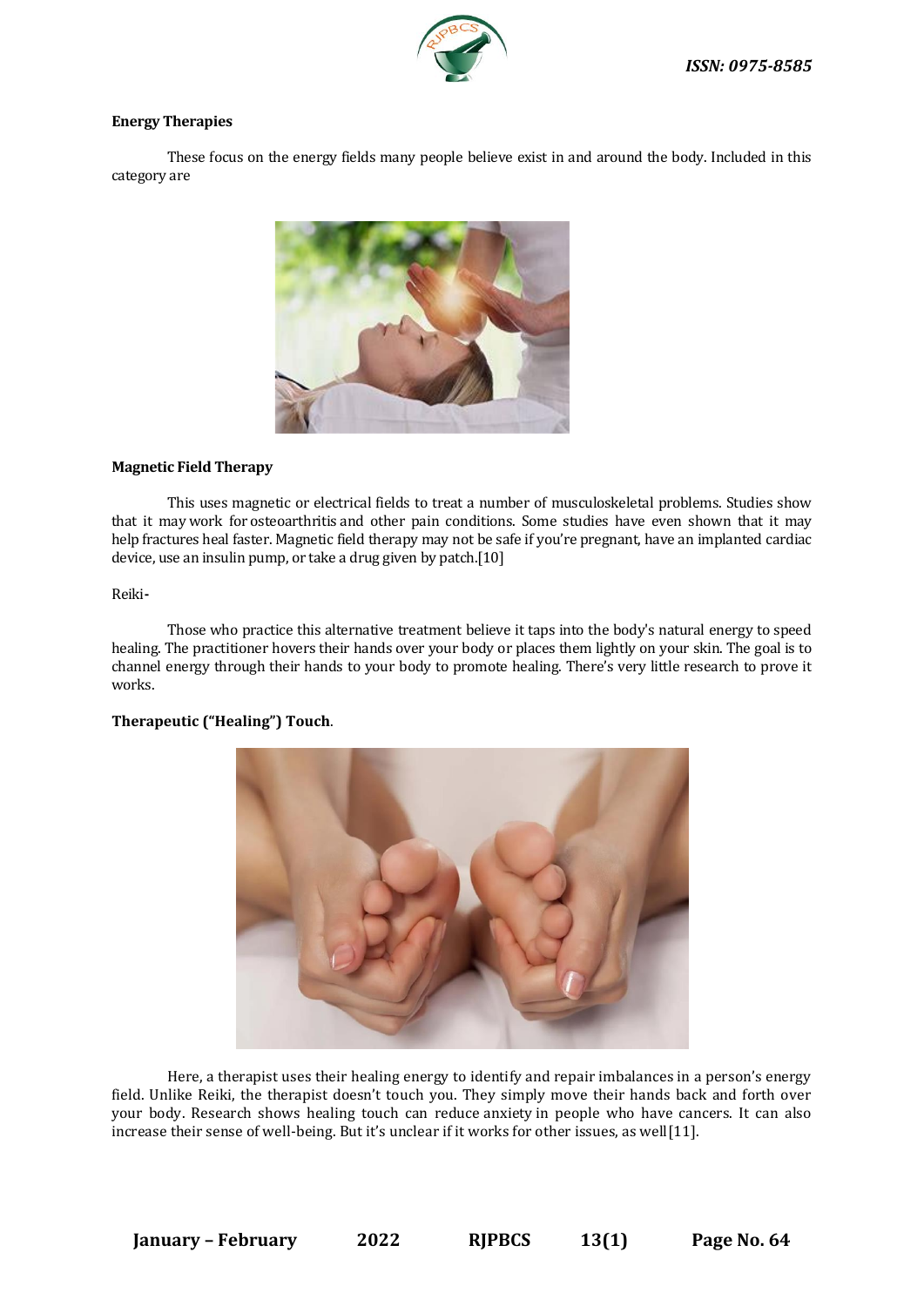**Energy Therapies**

These focus on the energy fields many people believe exist in and around the body. Included in this category are

**Magnetic Field Therapy**

This uses magnetic or electrical fields to treat a number of musculoskeletal problems. Studies show that it may work for osteoarthritis and other pain conditions. Some studies have even shown that it may help fractures heal faster. Magnetic field therapy may not be safe if you're pregnant, have an implanted cardiac device, use an insulin pump, or take a drug given by patch.[10]

Reiki-

Those who practice this alternative treatment believe it taps into the body's natural energy to speed healing. The practitioner hovers their hands over your body or places them lightly on your skin. The goal is to channel energy through their hands to your body to promote healing. There's very little research to prove it works.

**Therapeutic ("Healing") Touch**.

Here, a therapist uses their healing energy to identify and repair imbalances in a person's energy field. Unlike Reiki, the therapist doesn't touch you. They simply move their hands back and forth over your body. Research shows healing touch can reduce anxiety in people who have cancers. It can also increase their sense of well-being. But it's unclear if it works for other issues, as well[11].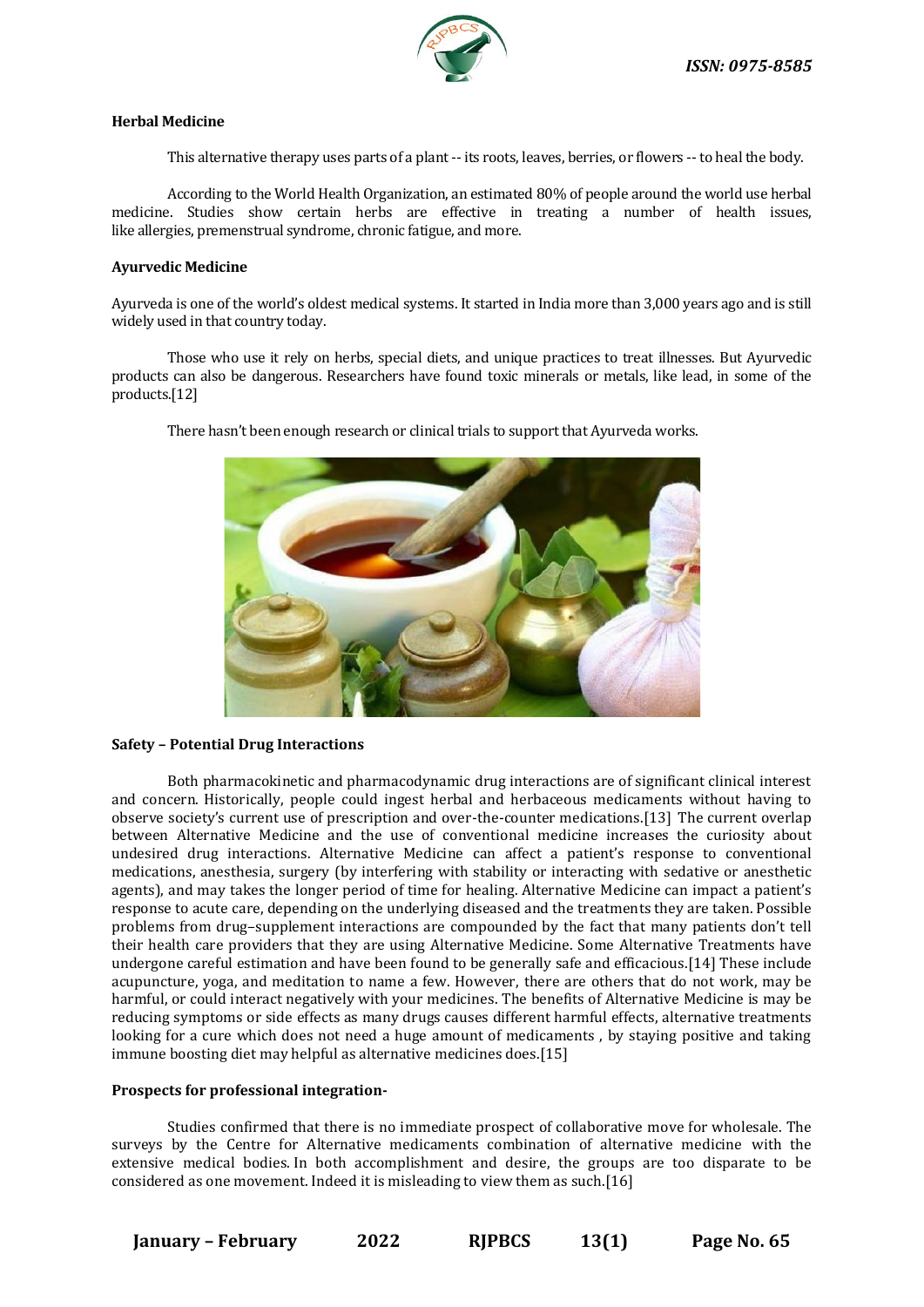**Herbal Medicine**

This alternative therapy uses parts of a plant -- its roots, leaves, berries, or flowers -- to heal the body.

According to the World Health Organization, an estimated 80% of people around the world use herbal medicine. Studies show certain herbs are effective in treating a number of health issues, like allergies, premenstrual syndrome, chronic fatigue, and more.

**Ayurvedic Medicine**

Ayurveda is one of the world's oldest medical systems. It started in India more than 3,000 years ago and is still widely used in that country today.

Those who use it rely on herbs, special diets, and unique practices to treat illnesses. But Ayurvedic products can also be dangerous. Researchers have found toxic minerals or metals, like lead, in some of the products.[12]

There hasn't been enough research or clinical trials to support that Ayurveda works.

**Safety – Potential Drug Interactions**

Both pharmacokinetic and pharmacodynamic drug interactions are of significant clinical interest and concern. Historically, people could ingest herbal and herbaceous medicaments without having to observe society's current use of prescription and over-the-counter medications.[13] The current overlap between Alternative Medicine and the use of conventional medicine increases the curiosity about undesired drug interactions. Alternative Medicine can affect a patient's response to conventional medications, anesthesia, surgery (by interfering with stability or interacting with sedative or anesthetic agents), and may takes the longer period of time for healing. Alternative Medicine can impact a patient's response to acute care, depending on the underlying diseased and the treatments they are taken. Possible problems from drug–supplement interactions are compounded by the fact that many patients don't tell their health care providers that they are using Alternative Medicine. Some Alternative Treatments have undergone careful estimation and have been found to be generally safe and efficacious.[14] These include acupuncture, yoga, and meditation to name a few. However, there are others that do not work, may be harmful, or could interact negatively with your medicines. The benefits of Alternative Medicine is may be reducing symptoms or side effects as many drugs causes different harmful effects, alternative treatments looking for a cure which does not need a huge amount of medicaments , by staying positive and taking immune boosting diet may helpful as alternative medicines does.[15]

**Prospects for professional integration-**

Studies confirmed that there is no immediate prospect of collaborative move for wholesale. The surveys by the Centre for Alternative medicaments combination of alternative medicine with the extensive medical bodies. In both accomplishment and desire, the groups are too disparate to be considered as one movement. Indeed it is misleading to view them as such.[16]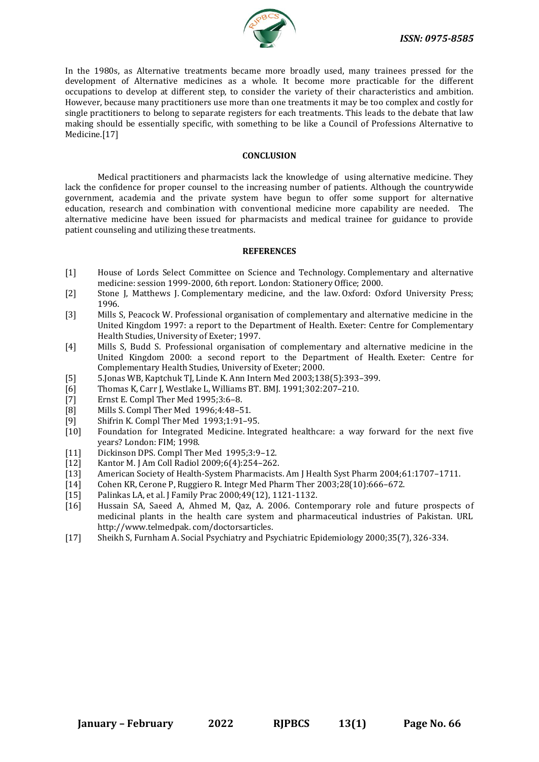In the 1980s, as Alternative treatments became more broadly used, many trainees pressed for the development of Alternative medicines as a whole. It become more practicable for the different occupations to develop at different step, to consider the variety of their characteristics and ambition. However, because many practitioners use more than one treatments it may be too complex and costly for single practitioners to belong to separate registers for each treatments. This leads to the debate that law making should be essentially specific, with something to be like a Council of Professions Alternative to Medicine.[17]

## CONCLUSION

Medical practitioners and pharmacists lack the knowledge of using alternative medicine. They lack the confidence for proper counsel to the increasing number of patients. Although the countrywide government, academia and the private system have begun to offer some support for alternative education, research and combination with conventional medicine more capability are needed. The alternative medicine have been issued for pharmacists and medical trainee for guidance to provide patient counseling and utilizing these treatments.

## REFERENCES

[1] House of Lords Select Committee on Science and Technology. Complementary and alternative medicine: session 1999-2000, 6th report. London: Stationery Office; 2000.

[2] Stone J, Matthews J. Complementary medicine, and the law. Oxford: Oxford University Press; 1996.

[3] Mills S, Peacock W. Professional organisation of complementary and alternative medicine in the United Kingdom 1997: a report to the Department of Health. Exeter: Centre for Complementary Health Studies, University of Exeter; 1997.

[4] Mills S, Budd S. Professional organisation of complementary and alternative medicine in the United Kingdom 2000: a second report to the Department of Health. Exeter: Centre for Complementary Health Studies, University of Exeter; 2000.

[5] 5.Jonas WB, Kaptchuk TJ, Linde K. Ann Intern Med 2003;138(5):393–399.

[6] Thomas K, Carr J, Westlake L, Williams BT. BMJ. 1991;302:207–210.

[7] Ernst E. Compl Ther Med 1995;3:6–8.

[8] Mills S. Compl Ther Med 1996;4:48–51.

[9] Shifrin K. Compl Ther Med 1993;1:91–95.

[10] Foundation for Integrated Medicine. Integrated healthcare: a way forward for the next five years? London: FIM; 1998.

[11] Dickinson DPS. Compl Ther Med 1995;3:9–12.

[12] Kantor M. J Am Coll Radiol 2009;6(4):254–262.

[13] American Society of Health-System Pharmacists. Am J Health Syst Pharm 2004;61:1707–1711.

[14] Cohen KR, Cerone P, Ruggiero R. Integr Med Pharm Ther 2003;28(10):666–672.

[15] Palinkas LA, et al. J Family Prac 2000;49(12), 1121-1132.

[16] Hussain SA, Saeed A, Ahmed M, Qaz, A. 2006. Contemporary role and future prospects of medicinal plants in the health care system and pharmaceutical industries of Pakistan. URL http://www.telmedpak. com/doctorsarticles.

[17] Sheikh S, Furnham A. Social Psychiatry and Psychiatric Epidemiology 2000;35(7), 326-334.